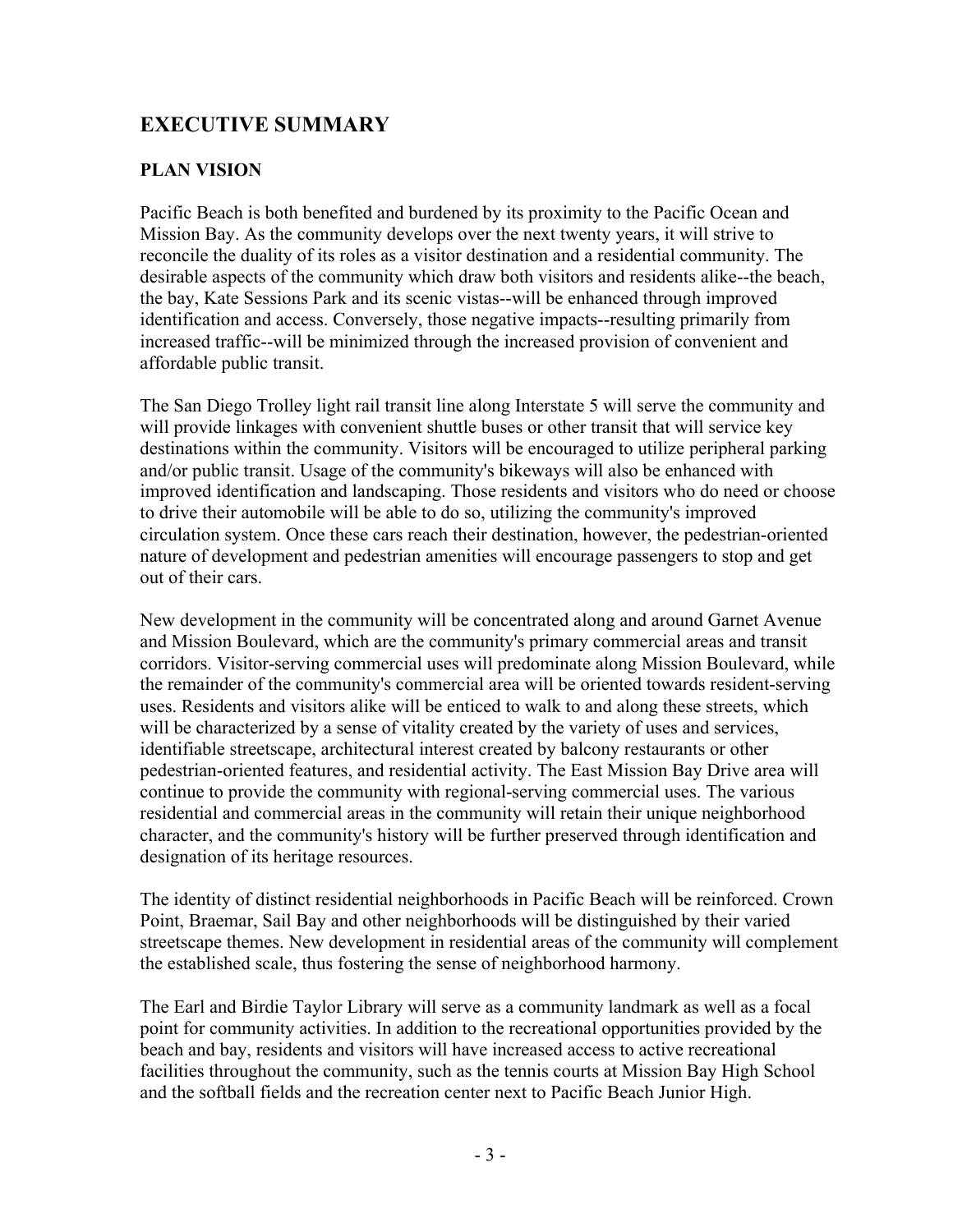# EXECUTIVE SUMMARY

## PLAN VISION

Pacific Beach is both benefited and burdened by its proximity to the Pacific Ocean and Mission Bay. As the community develops over the next twenty years, it will strive to reconcile the duality of its roles as a visitor destination and a residential community. The desirable aspects of the community which draw both visitors and residents alike--the beach, the bay, Kate Sessions Park and its scenic vistas--will be enhanced through improved identification and access. Conversely, those negative impacts--resulting primarily from increased traffic--will be minimized through the increased provision of convenient and affordable public transit.

The San Diego Trolley light rail transit line along Interstate 5 will serve the community and will provide linkages with convenient shuttle buses or other transit that will service key destinations within the community. Visitors will be encouraged to utilize peripheral parking and/or public transit. Usage of the community's bikeways will also be enhanced with improved identification and landscaping. Those residents and visitors who do need or choose to drive their automobile will be able to do so, utilizing the community's improved circulation system. Once these cars reach their destination, however, the pedestrian-oriented nature of development and pedestrian amenities will encourage passengers to stop and get out of their cars.

New development in the community will be concentrated along and around Garnet Avenue and Mission Boulevard, which are the community's primary commercial areas and transit corridors. Visitor-serving commercial uses will predominate along Mission Boulevard, while the remainder of the community's commercial area will be oriented towards resident-serving uses. Residents and visitors alike will be enticed to walk to and along these streets, which will be characterized by a sense of vitality created by the variety of uses and services, identifiable streetscape, architectural interest created by balcony restaurants or other pedestrian-oriented features, and residential activity. The East Mission Bay Drive area will continue to provide the community with regional-serving commercial uses. The various residential and commercial areas in the community will retain their unique neighborhood character, and the community's history will be further preserved through identification and designation of its heritage resources.

The identity of distinct residential neighborhoods in Pacific Beach will be reinforced. Crown Point, Braemar, Sail Bay and other neighborhoods will be distinguished by their varied streetscape themes. New development in residential areas of the community will complement the established scale, thus fostering the sense of neighborhood harmony.

The Earl and Birdie Taylor Library will serve as a community landmark as well as a focal point for community activities. In addition to the recreational opportunities provided by the beach and bay, residents and visitors will have increased access to active recreational facilities throughout the community, such as the tennis courts at Mission Bay High School and the softball fields and the recreation center next to Pacific Beach Junior High.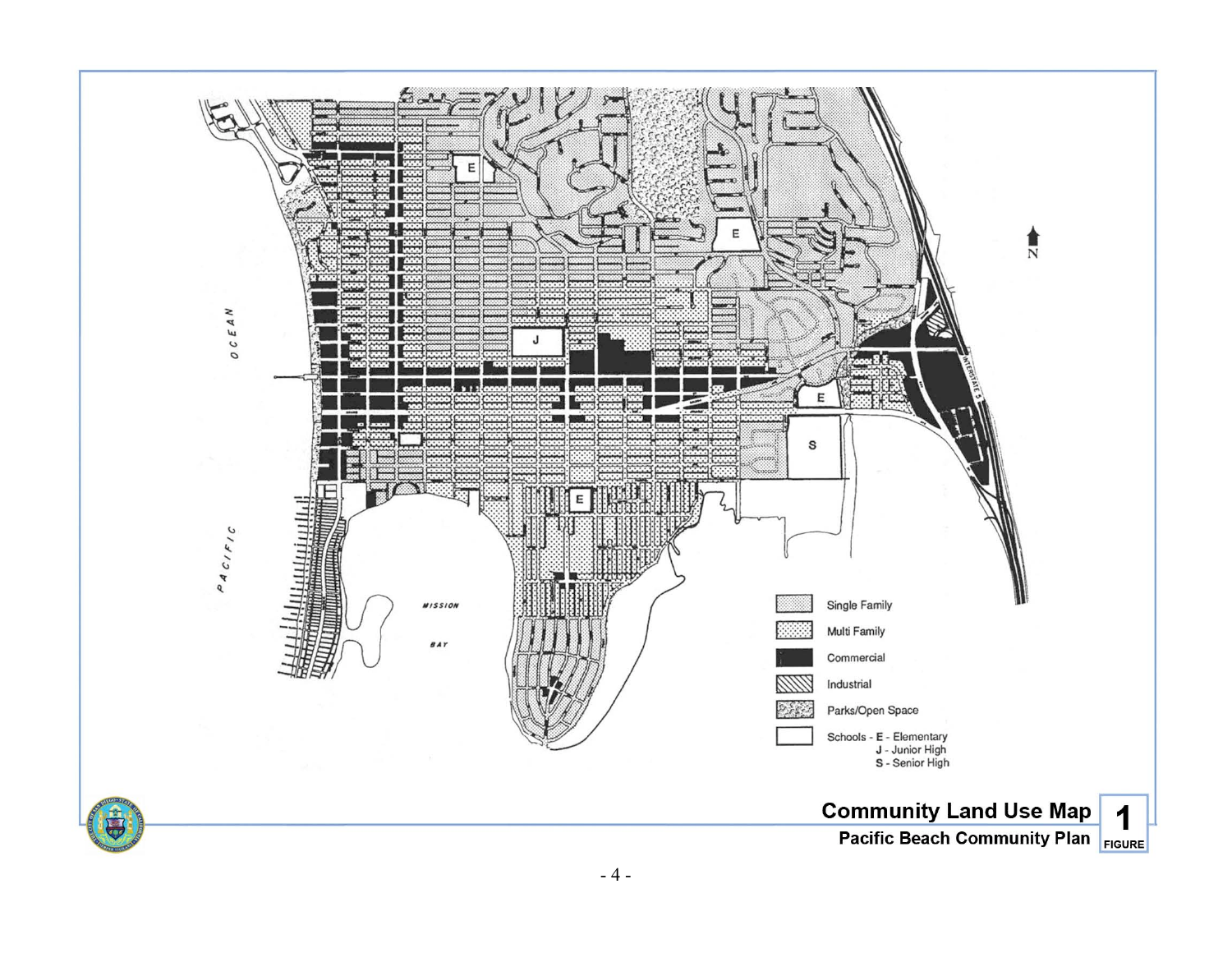Single Family

Multi Family

Commercial

Industrial

Parks/Open Space

Schools - E - Elementary
J - Junior High
S - Senior High

**Community Land Use Map**

**Pacific Beach Community Plan**

**1**
**FIGURE**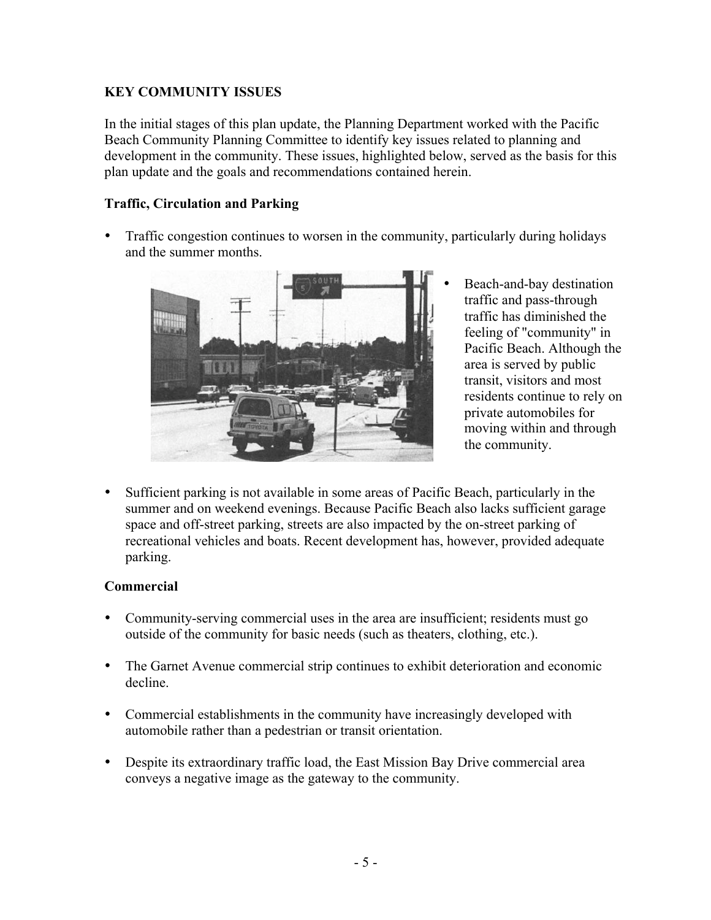## KEY COMMUNITY ISSUES

In the initial stages of this plan update, the Planning Department worked with the Pacific Beach Community Planning Committee to identify key issues related to planning and development in the community. These issues, highlighted below, served as the basis for this plan update and the goals and recommendations contained herein.

### Traffic, Circulation and Parking

- Traffic congestion continues to worsen in the community, particularly during holidays and the summer months.
- Beach-and-bay destination traffic and pass-through traffic has diminished the feeling of "community" in Pacific Beach. Although the area is served by public transit, visitors and most residents continue to rely on private automobiles for moving within and through the community.
- Sufficient parking is not available in some areas of Pacific Beach, particularly in the summer and on weekend evenings. Because Pacific Beach also lacks sufficient garage space and off-street parking, streets are also impacted by the on-street parking of recreational vehicles and boats. Recent development has, however, provided adequate parking.

### Commercial

- Community-serving commercial uses in the area are insufficient; residents must go outside of the community for basic needs (such as theaters, clothing, etc.).
- The Garnet Avenue commercial strip continues to exhibit deterioration and economic decline.
- Commercial establishments in the community have increasingly developed with automobile rather than a pedestrian or transit orientation.
- Despite its extraordinary traffic load, the East Mission Bay Drive commercial area conveys a negative image as the gateway to the community.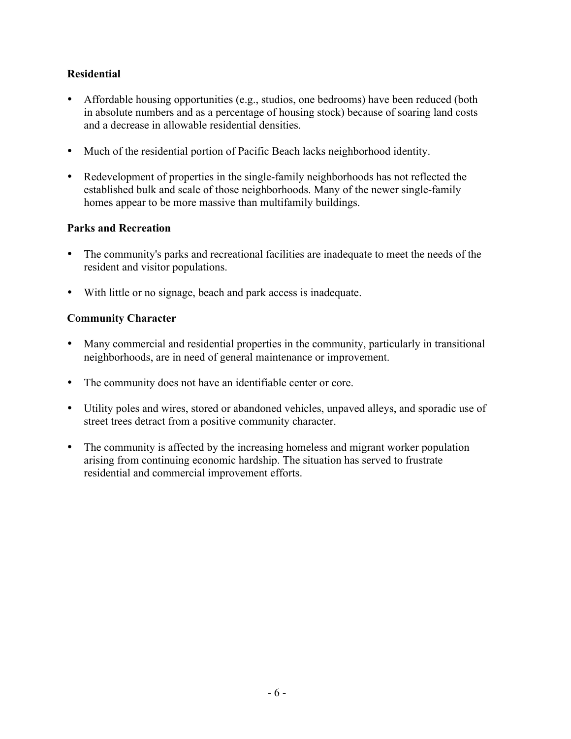**Residential**

- Affordable housing opportunities (e.g., studios, one bedrooms) have been reduced (both in absolute numbers and as a percentage of housing stock) because of soaring land costs and a decrease in allowable residential densities.

- Much of the residential portion of Pacific Beach lacks neighborhood identity.

- Redevelopment of properties in the single-family neighborhoods has not reflected the established bulk and scale of those neighborhoods. Many of the newer single-family homes appear to be more massive than multifamily buildings.

**Parks and Recreation**

- The community's parks and recreational facilities are inadequate to meet the needs of the resident and visitor populations.

- With little or no signage, beach and park access is inadequate.

**Community Character**

- Many commercial and residential properties in the community, particularly in transitional neighborhoods, are in need of general maintenance or improvement.

- The community does not have an identifiable center or core.

- Utility poles and wires, stored or abandoned vehicles, unpaved alleys, and sporadic use of street trees detract from a positive community character.

- The community is affected by the increasing homeless and migrant worker population arising from continuing economic hardship. The situation has served to frustrate residential and commercial improvement efforts.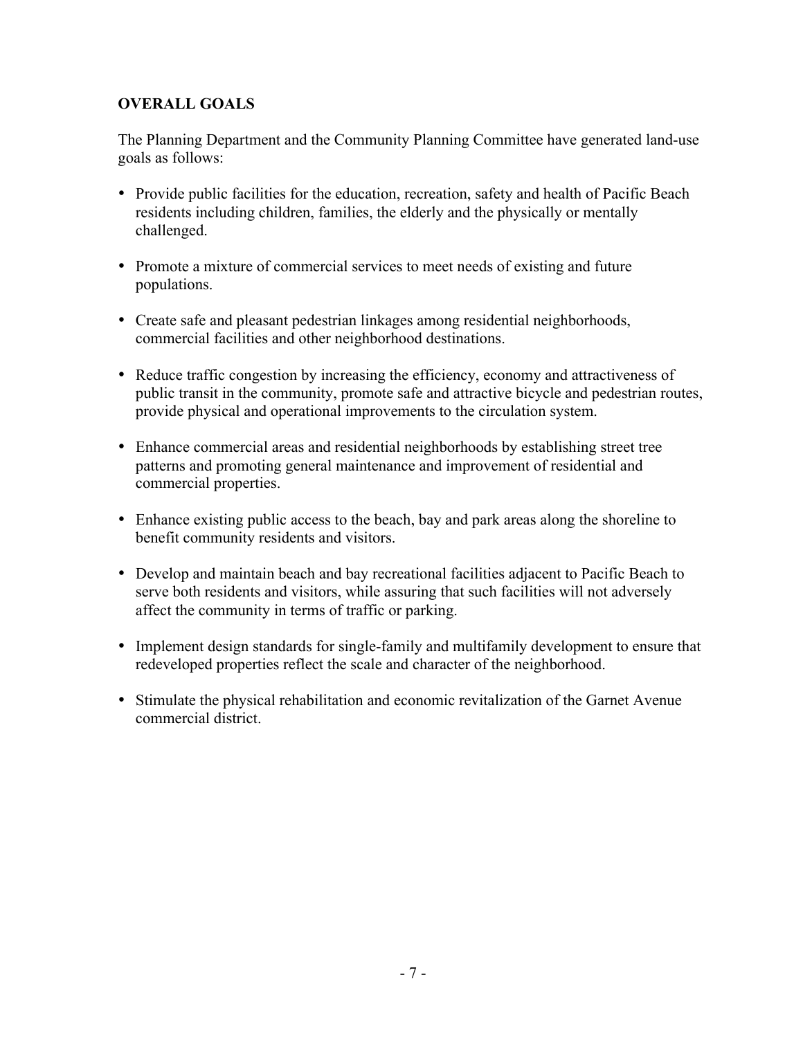## OVERALL GOALS

The Planning Department and the Community Planning Committee have generated land-use goals as follows:

- Provide public facilities for the education, recreation, safety and health of Pacific Beach residents including children, families, the elderly and the physically or mentally challenged.
- Promote a mixture of commercial services to meet needs of existing and future populations.
- Create safe and pleasant pedestrian linkages among residential neighborhoods, commercial facilities and other neighborhood destinations.
- Reduce traffic congestion by increasing the efficiency, economy and attractiveness of public transit in the community, promote safe and attractive bicycle and pedestrian routes, provide physical and operational improvements to the circulation system.
- Enhance commercial areas and residential neighborhoods by establishing street tree patterns and promoting general maintenance and improvement of residential and commercial properties.
- Enhance existing public access to the beach, bay and park areas along the shoreline to benefit community residents and visitors.
- Develop and maintain beach and bay recreational facilities adjacent to Pacific Beach to serve both residents and visitors, while assuring that such facilities will not adversely affect the community in terms of traffic or parking.
- Implement design standards for single-family and multifamily development to ensure that redeveloped properties reflect the scale and character of the neighborhood.
- Stimulate the physical rehabilitation and economic revitalization of the Garnet Avenue commercial district.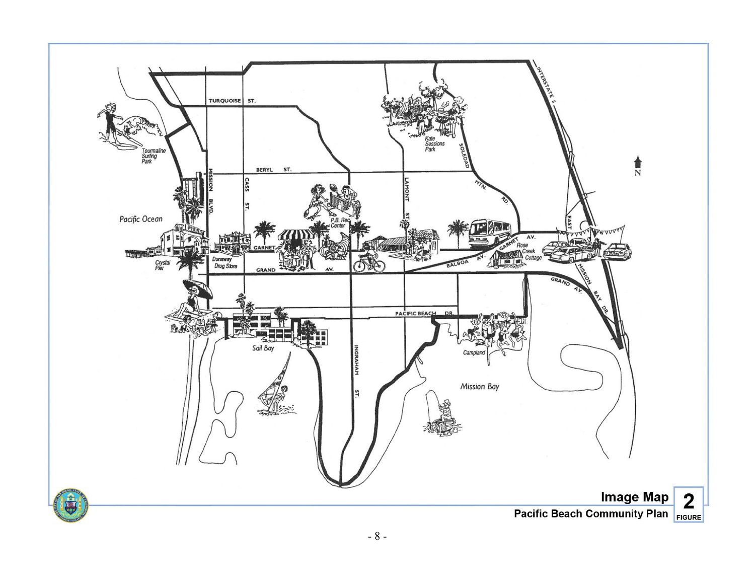TURQUOISE ST.

BERYL ST.

MISSION BLVD.

CASS ST.

LAMONT ST.

SOLEDAD MTN. RD.

INTERSTATE 5

Tourmaline Surfing Park

Kate Sessions Park

Pacific Ocean

P.B. Rec Center

GARNET

GARNET AV.

EAST MISSION BAY DR.

Crystal Pier

Dunaway Drug Store

GRAND AV.

BALBOA AV.

Rose Creek Cottage

GRAND AV.

PACIFIC BEACH DR.

Sail Bay

Campland

INGRAHAM ST.

Mission Bay

N

**Image Map**

**Pacific Beach Community Plan**

**2**

**FIGURE**